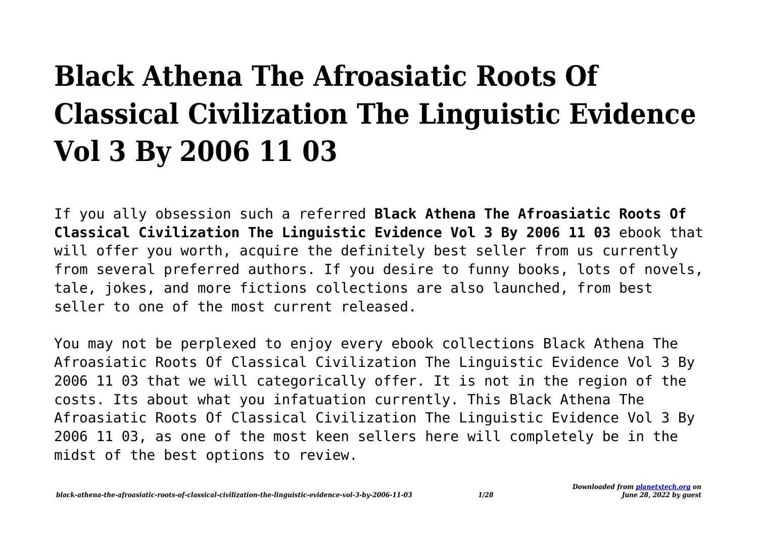# Black Athena The Afroasiatic Roots Of Classical Civilization The Linguistic Evidence Vol 3 By 2006 11 03

If you ally obsession such a referred **Black Athena The Afroasiatic Roots Of Classical Civilization The Linguistic Evidence Vol 3 By 2006 11 03** ebook that will offer you worth, acquire the definitely best seller from us currently from several preferred authors. If you desire to funny books, lots of novels, tale, jokes, and more fictions collections are also launched, from best seller to one of the most current released.

You may not be perplexed to enjoy every ebook collections Black Athena The Afroasiatic Roots Of Classical Civilization The Linguistic Evidence Vol 3 By 2006 11 03 that we will categorically offer. It is not in the region of the costs. Its about what you infatuation currently. This Black Athena The Afroasiatic Roots Of Classical Civilization The Linguistic Evidence Vol 3 By 2006 11 03, as one of the most keen sellers here will completely be in the midst of the best options to review.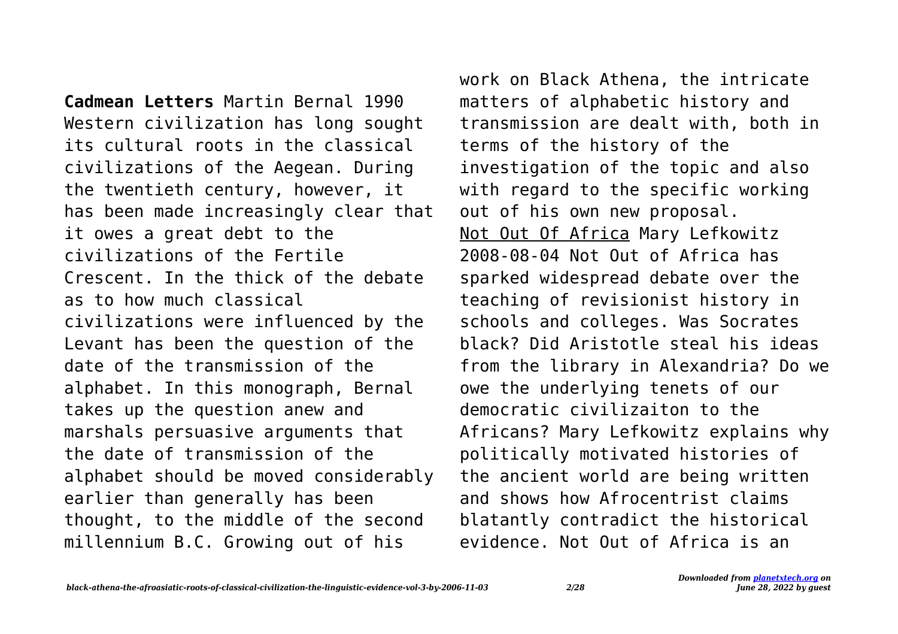**Cadmean Letters** Martin Bernal 1990 Western civilization has long sought its cultural roots in the classical civilizations of the Aegean. During the twentieth century, however, it has been made increasingly clear that it owes a great debt to the civilizations of the Fertile Crescent. In the thick of the debate as to how much classical civilizations were influenced by the Levant has been the question of the date of the transmission of the alphabet. In this monograph, Bernal takes up the question anew and marshals persuasive arguments that the date of transmission of the alphabet should be moved considerably earlier than generally has been thought, to the middle of the second millennium B.C. Growing out of his work on Black Athena, the intricate matters of alphabetic history and transmission are dealt with, both in terms of the history of the investigation of the topic and also with regard to the specific working out of his own new proposal.

Not Out Of Africa Mary Lefkowitz 2008-08-04 Not Out of Africa has sparked widespread debate over the teaching of revisionist history in schools and colleges. Was Socrates black? Did Aristotle steal his ideas from the library in Alexandria? Do we owe the underlying tenets of our democratic civilizaiton to the Africans? Mary Lefkowitz explains why politically motivated histories of the ancient world are being written and shows how Afrocentrist claims blatantly contradict the historical evidence. Not Out of Africa is an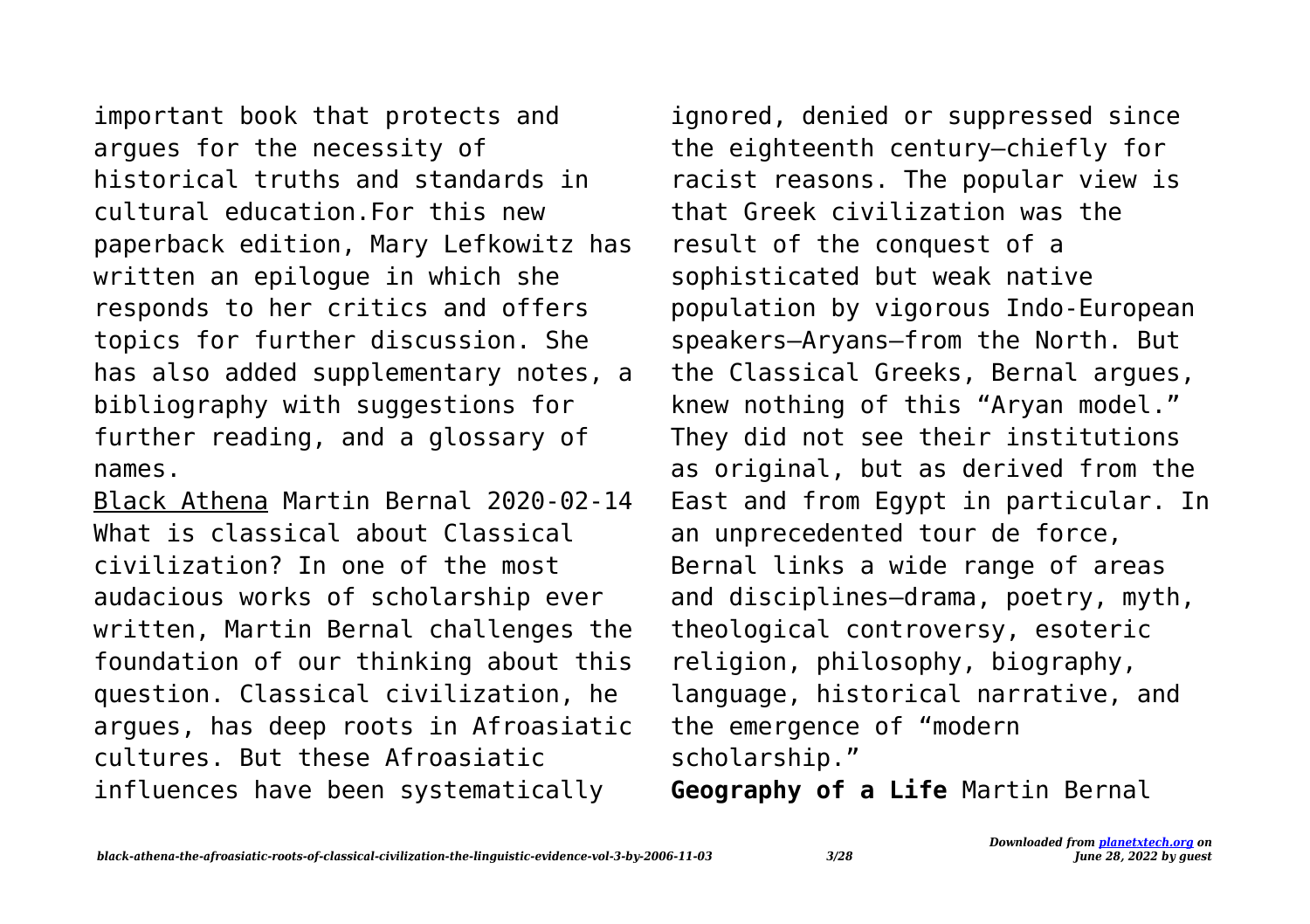important book that protects and argues for the necessity of historical truths and standards in cultural education.For this new paperback edition, Mary Lefkowitz has written an epilogue in which she responds to her critics and offers topics for further discussion. She has also added supplementary notes, a bibliography with suggestions for further reading, and a glossary of names.

Black Athena Martin Bernal 2020-02-14 What is classical about Classical civilization? In one of the most audacious works of scholarship ever written, Martin Bernal challenges the foundation of our thinking about this question. Classical civilization, he argues, has deep roots in Afroasiatic cultures. But these Afroasiatic influences have been systematically ignored, denied or suppressed since the eighteenth century—chiefly for racist reasons. The popular view is that Greek civilization was the result of the conquest of a sophisticated but weak native population by vigorous Indo-European speakers—Aryans—from the North. But the Classical Greeks, Bernal argues, knew nothing of this "Aryan model." They did not see their institutions as original, but as derived from the East and from Egypt in particular. In an unprecedented tour de force, Bernal links a wide range of areas and disciplines—drama, poetry, myth, theological controversy, esoteric religion, philosophy, biography, language, historical narrative, and the emergence of "modern scholarship."

**Geography of a Life** Martin Bernal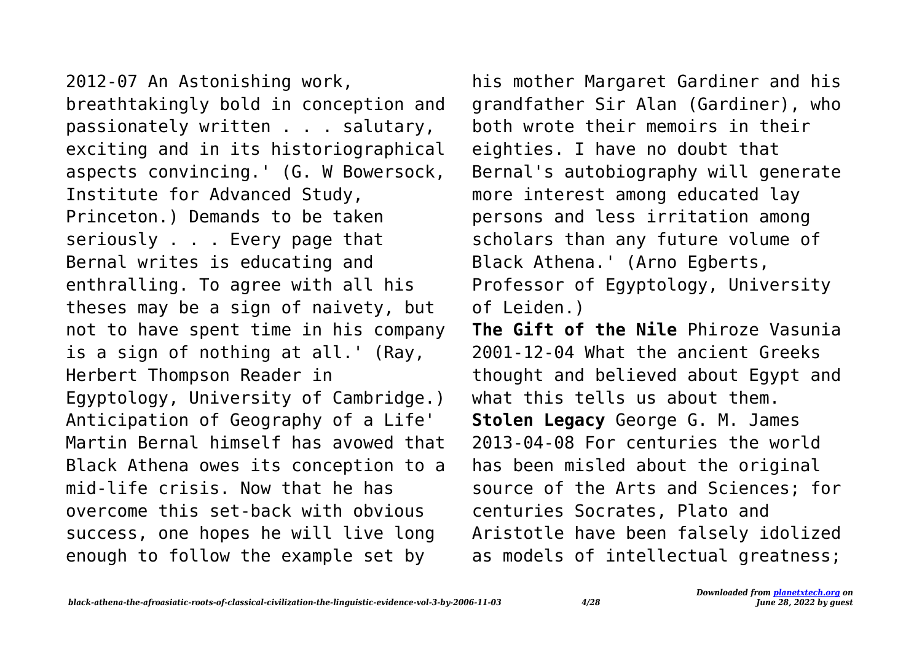2012-07 An Astonishing work, breathtakingly bold in conception and passionately written . . . salutary, exciting and in its historiographical aspects convincing.' (G. W Bowersock, Institute for Advanced Study, Princeton.) Demands to be taken seriously . . . Every page that Bernal writes is educating and enthralling. To agree with all his theses may be a sign of naivety, but not to have spent time in his company is a sign of nothing at all.' (Ray, Herbert Thompson Reader in Egyptology, University of Cambridge.) Anticipation of Geography of a Life' Martin Bernal himself has avowed that Black Athena owes its conception to a mid-life crisis. Now that he has overcome this set-back with obvious success, one hopes he will live long enough to follow the example set by his mother Margaret Gardiner and his grandfather Sir Alan (Gardiner), who both wrote their memoirs in their eighties. I have no doubt that Bernal's autobiography will generate more interest among educated lay persons and less irritation among scholars than any future volume of Black Athena.' (Arno Egberts, Professor of Egyptology, University of Leiden.)

**The Gift of the Nile** Phiroze Vasunia 2001-12-04 What the ancient Greeks thought and believed about Egypt and what this tells us about them.

**Stolen Legacy** George G. M. James 2013-04-08 For centuries the world has been misled about the original source of the Arts and Sciences; for centuries Socrates, Plato and Aristotle have been falsely idolized as models of intellectual greatness;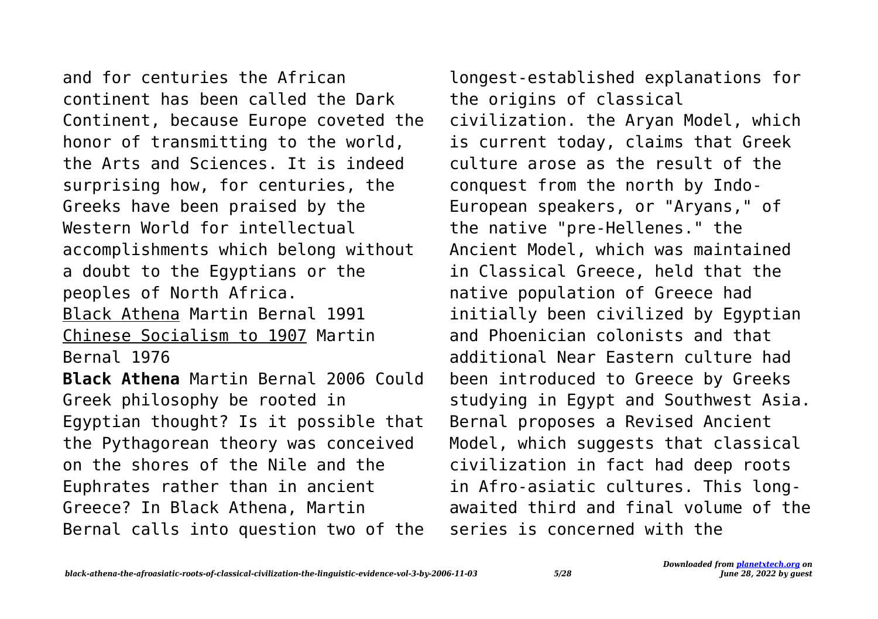and for centuries the African continent has been called the Dark Continent, because Europe coveted the honor of transmitting to the world, the Arts and Sciences. It is indeed surprising how, for centuries, the Greeks have been praised by the Western World for intellectual accomplishments which belong without a doubt to the Egyptians or the peoples of North Africa.

Black Athena Martin Bernal 1991

Chinese Socialism to 1907 Martin Bernal 1976

**Black Athena** Martin Bernal 2006 Could Greek philosophy be rooted in Egyptian thought? Is it possible that the Pythagorean theory was conceived on the shores of the Nile and the Euphrates rather than in ancient Greece? In Black Athena, Martin Bernal calls into question two of the longest-established explanations for the origins of classical civilization. the Aryan Model, which is current today, claims that Greek culture arose as the result of the conquest from the north by Indo-European speakers, or "Aryans," of the native "pre-Hellenes." the Ancient Model, which was maintained in Classical Greece, held that the native population of Greece had initially been civilized by Egyptian and Phoenician colonists and that additional Near Eastern culture had been introduced to Greece by Greeks studying in Egypt and Southwest Asia. Bernal proposes a Revised Ancient Model, which suggests that classical civilization in fact had deep roots in Afro-asiatic cultures. This long-awaited third and final volume of the series is concerned with the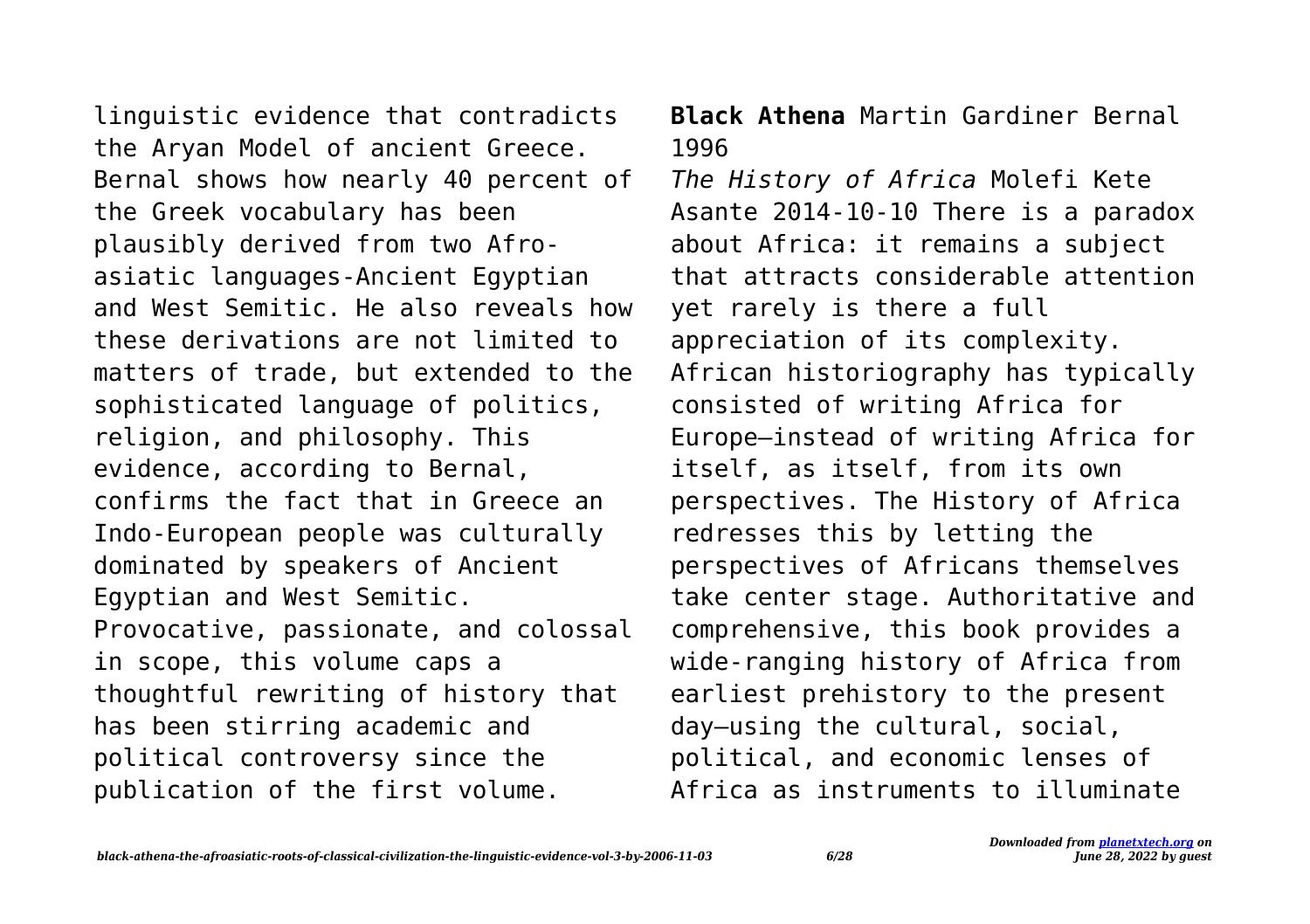linguistic evidence that contradicts the Aryan Model of ancient Greece. Bernal shows how nearly 40 percent of the Greek vocabulary has been plausibly derived from two Afro-asiatic languages-Ancient Egyptian and West Semitic. He also reveals how these derivations are not limited to matters of trade, but extended to the sophisticated language of politics, religion, and philosophy. This evidence, according to Bernal, confirms the fact that in Greece an Indo-European people was culturally dominated by speakers of Ancient Egyptian and West Semitic. Provocative, passionate, and colossal in scope, this volume caps a thoughtful rewriting of history that has been stirring academic and political controversy since the publication of the first volume.

**Black Athena** Martin Gardiner Bernal 1996

*The History of Africa* Molefi Kete Asante 2014-10-10 There is a paradox about Africa: it remains a subject that attracts considerable attention yet rarely is there a full appreciation of its complexity. African historiography has typically consisted of writing Africa for Europe—instead of writing Africa for itself, as itself, from its own perspectives. The History of Africa redresses this by letting the perspectives of Africans themselves take center stage. Authoritative and comprehensive, this book provides a wide-ranging history of Africa from earliest prehistory to the present day—using the cultural, social, political, and economic lenses of Africa as instruments to illuminate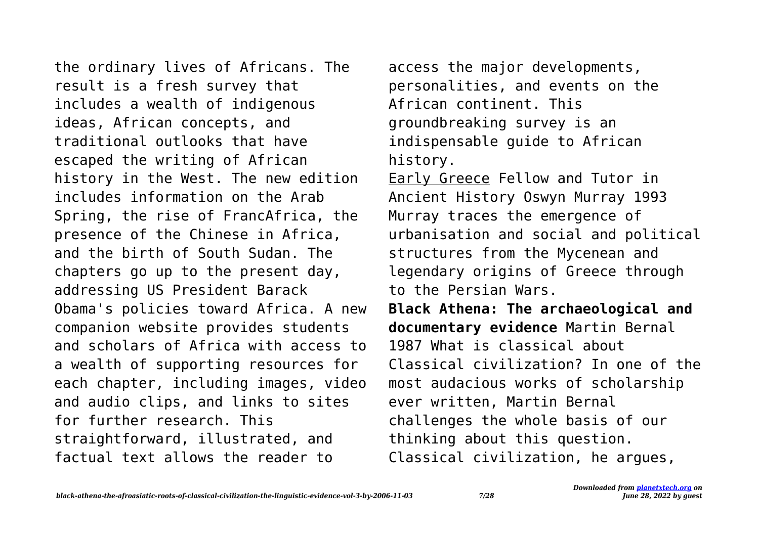the ordinary lives of Africans. The result is a fresh survey that includes a wealth of indigenous ideas, African concepts, and traditional outlooks that have escaped the writing of African history in the West. The new edition includes information on the Arab Spring, the rise of FrancAfrica, the presence of the Chinese in Africa, and the birth of South Sudan. The chapters go up to the present day, addressing US President Barack Obama's policies toward Africa. A new companion website provides students and scholars of Africa with access to a wealth of supporting resources for each chapter, including images, video and audio clips, and links to sites for further research. This straightforward, illustrated, and factual text allows the reader to access the major developments, personalities, and events on the African continent. This groundbreaking survey is an indispensable guide to African history.

Early Greece Fellow and Tutor in Ancient History Oswyn Murray 1993 Murray traces the emergence of urbanisation and social and political structures from the Mycenean and legendary origins of Greece through to the Persian Wars.

**Black Athena: The archaeological and documentary evidence** Martin Bernal 1987 What is classical about Classical civilization? In one of the most audacious works of scholarship ever written, Martin Bernal challenges the whole basis of our thinking about this question. Classical civilization, he argues,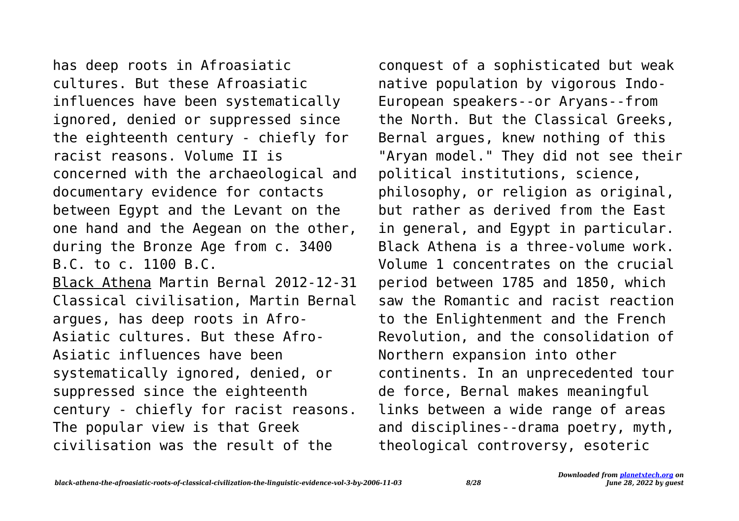has deep roots in Afroasiatic cultures. But these Afroasiatic influences have been systematically ignored, denied or suppressed since the eighteenth century - chiefly for racist reasons. Volume II is concerned with the archaeological and documentary evidence for contacts between Egypt and the Levant on the one hand and the Aegean on the other, during the Bronze Age from c. 3400 B.C. to c. 1100 B.C.

Black Athena Martin Bernal 2012-12-31 Classical civilisation, Martin Bernal argues, has deep roots in Afro-Asiatic cultures. But these Afro-Asiatic influences have been systematically ignored, denied, or suppressed since the eighteenth century - chiefly for racist reasons. The popular view is that Greek civilisation was the result of the conquest of a sophisticated but weak native population by vigorous Indo-European speakers--or Aryans--from the North. But the Classical Greeks, Bernal argues, knew nothing of this "Aryan model." They did not see their political institutions, science, philosophy, or religion as original, but rather as derived from the East in general, and Egypt in particular. Black Athena is a three-volume work. Volume 1 concentrates on the crucial period between 1785 and 1850, which saw the Romantic and racist reaction to the Enlightenment and the French Revolution, and the consolidation of Northern expansion into other continents. In an unprecedented tour de force, Bernal makes meaningful links between a wide range of areas and disciplines--drama poetry, myth, theological controversy, esoteric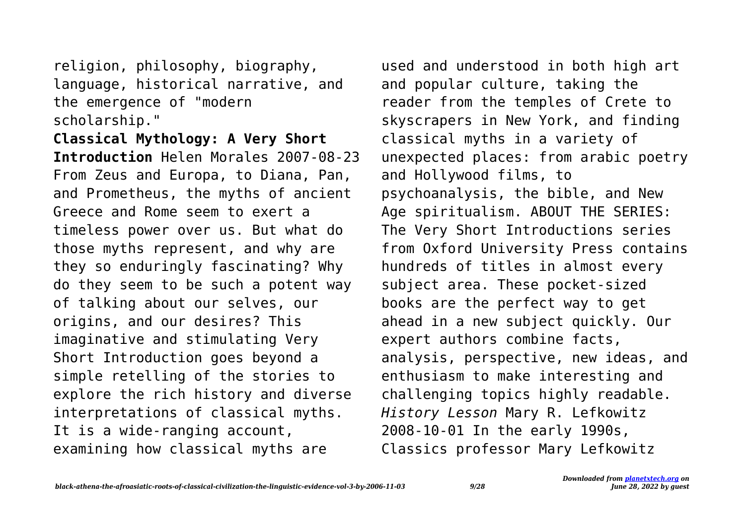religion, philosophy, biography, language, historical narrative, and the emergence of "modern scholarship."

**Classical Mythology: A Very Short Introduction** Helen Morales 2007-08-23 From Zeus and Europa, to Diana, Pan, and Prometheus, the myths of ancient Greece and Rome seem to exert a timeless power over us. But what do those myths represent, and why are they so enduringly fascinating? Why do they seem to be such a potent way of talking about our selves, our origins, and our desires? This imaginative and stimulating Very Short Introduction goes beyond a simple retelling of the stories to explore the rich history and diverse interpretations of classical myths. It is a wide-ranging account, examining how classical myths are used and understood in both high art and popular culture, taking the reader from the temples of Crete to skyscrapers in New York, and finding classical myths in a variety of unexpected places: from arabic poetry and Hollywood films, to psychoanalysis, the bible, and New Age spiritualism. ABOUT THE SERIES: The Very Short Introductions series from Oxford University Press contains hundreds of titles in almost every subject area. These pocket-sized books are the perfect way to get ahead in a new subject quickly. Our expert authors combine facts, analysis, perspective, new ideas, and enthusiasm to make interesting and challenging topics highly readable.

*History Lesson* Mary R. Lefkowitz 2008-10-01 In the early 1990s, Classics professor Mary Lefkowitz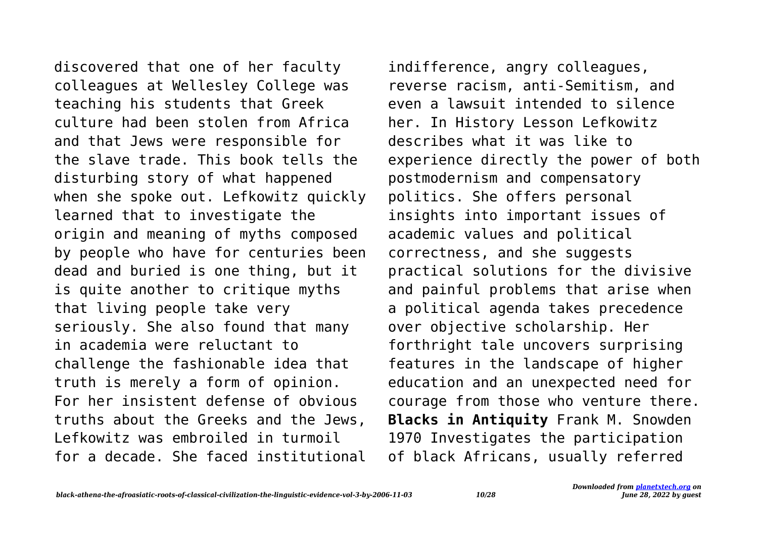discovered that one of her faculty colleagues at Wellesley College was teaching his students that Greek culture had been stolen from Africa and that Jews were responsible for the slave trade. This book tells the disturbing story of what happened when she spoke out. Lefkowitz quickly learned that to investigate the origin and meaning of myths composed by people who have for centuries been dead and buried is one thing, but it is quite another to critique myths that living people take very seriously. She also found that many in academia were reluctant to challenge the fashionable idea that truth is merely a form of opinion. For her insistent defense of obvious truths about the Greeks and the Jews, Lefkowitz was embroiled in turmoil for a decade. She faced institutional indifference, angry colleagues, reverse racism, anti-Semitism, and even a lawsuit intended to silence her. In History Lesson Lefkowitz describes what it was like to experience directly the power of both postmodernism and compensatory politics. She offers personal insights into important issues of academic values and political correctness, and she suggests practical solutions for the divisive and painful problems that arise when a political agenda takes precedence over objective scholarship. Her forthright tale uncovers surprising features in the landscape of higher education and an unexpected need for courage from those who venture there.

**Blacks in Antiquity** Frank M. Snowden 1970 Investigates the participation of black Africans, usually referred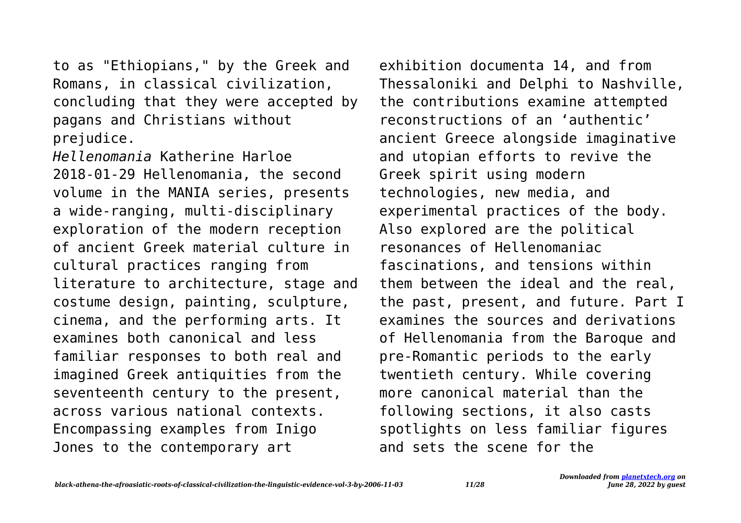to as "Ethiopians," by the Greek and Romans, in classical civilization, concluding that they were accepted by pagans and Christians without prejudice.

*Hellenomania* Katherine Harloe 2018-01-29 Hellenomania, the second volume in the MANIA series, presents a wide-ranging, multi-disciplinary exploration of the modern reception of ancient Greek material culture in cultural practices ranging from literature to architecture, stage and costume design, painting, sculpture, cinema, and the performing arts. It examines both canonical and less familiar responses to both real and imagined Greek antiquities from the seventeenth century to the present, across various national contexts. Encompassing examples from Inigo Jones to the contemporary art exhibition documenta 14, and from Thessaloniki and Delphi to Nashville, the contributions examine attempted reconstructions of an 'authentic' ancient Greece alongside imaginative and utopian efforts to revive the Greek spirit using modern technologies, new media, and experimental practices of the body. Also explored are the political resonances of Hellenomaniac fascinations, and tensions within them between the ideal and the real, the past, present, and future. Part I examines the sources and derivations of Hellenomania from the Baroque and pre-Romantic periods to the early twentieth century. While covering more canonical material than the following sections, it also casts spotlights on less familiar figures and sets the scene for the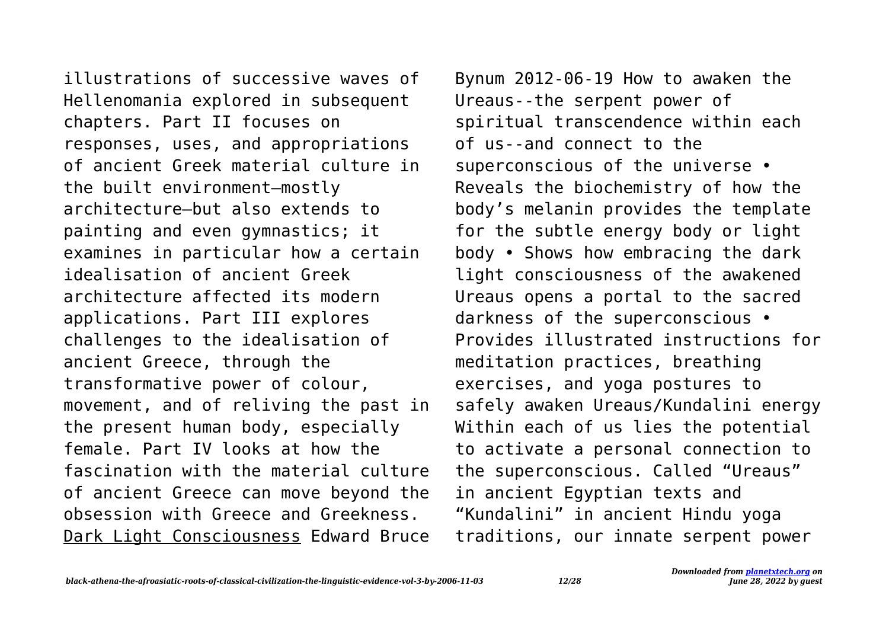illustrations of successive waves of Hellenomania explored in subsequent chapters. Part II focuses on responses, uses, and appropriations of ancient Greek material culture in the built environment—mostly architecture—but also extends to painting and even gymnastics; it examines in particular how a certain idealisation of ancient Greek architecture affected its modern applications. Part III explores challenges to the idealisation of ancient Greece, through the transformative power of colour, movement, and of reliving the past in the present human body, especially female. Part IV looks at how the fascination with the material culture of ancient Greece can move beyond the obsession with Greece and Greekness.

Dark Light Consciousness Edward Bruce Bynum 2012-06-19 How to awaken the Ureaus--the serpent power of spiritual transcendence within each of us--and connect to the superconscious of the universe • Reveals the biochemistry of how the body's melanin provides the template for the subtle energy body or light body • Shows how embracing the dark light consciousness of the awakened Ureaus opens a portal to the sacred darkness of the superconscious • Provides illustrated instructions for meditation practices, breathing exercises, and yoga postures to safely awaken Ureaus/Kundalini energy Within each of us lies the potential to activate a personal connection to the superconscious. Called "Ureaus" in ancient Egyptian texts and "Kundalini" in ancient Hindu yoga traditions, our innate serpent power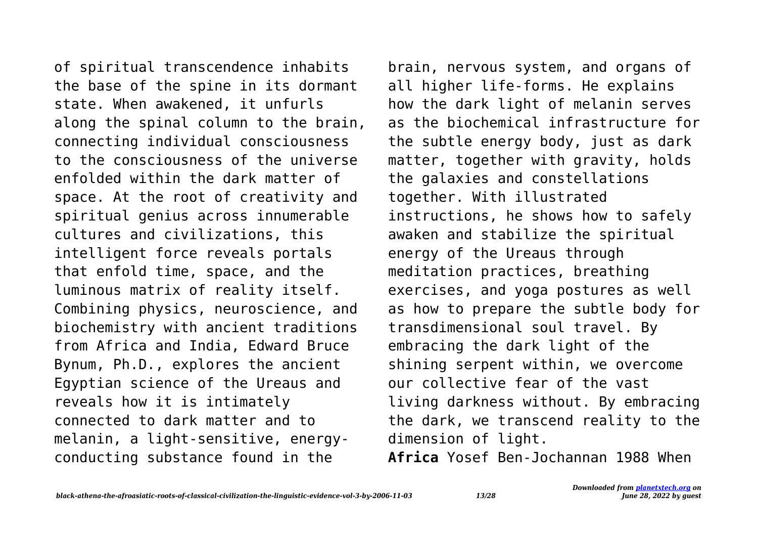of spiritual transcendence inhabits the base of the spine in its dormant state. When awakened, it unfurls along the spinal column to the brain, connecting individual consciousness to the consciousness of the universe enfolded within the dark matter of space. At the root of creativity and spiritual genius across innumerable cultures and civilizations, this intelligent force reveals portals that enfold time, space, and the luminous matrix of reality itself. Combining physics, neuroscience, and biochemistry with ancient traditions from Africa and India, Edward Bruce Bynum, Ph.D., explores the ancient Egyptian science of the Ureaus and reveals how it is intimately connected to dark matter and to melanin, a light-sensitive, energy-conducting substance found in the brain, nervous system, and organs of all higher life-forms. He explains how the dark light of melanin serves as the biochemical infrastructure for the subtle energy body, just as dark matter, together with gravity, holds the galaxies and constellations together. With illustrated instructions, he shows how to safely awaken and stabilize the spiritual energy of the Ureaus through meditation practices, breathing exercises, and yoga postures as well as how to prepare the subtle body for transdimensional soul travel. By embracing the dark light of the shining serpent within, we overcome our collective fear of the vast living darkness without. By embracing the dark, we transcend reality to the dimension of light.

**Africa** Yosef Ben-Jochannan 1988 When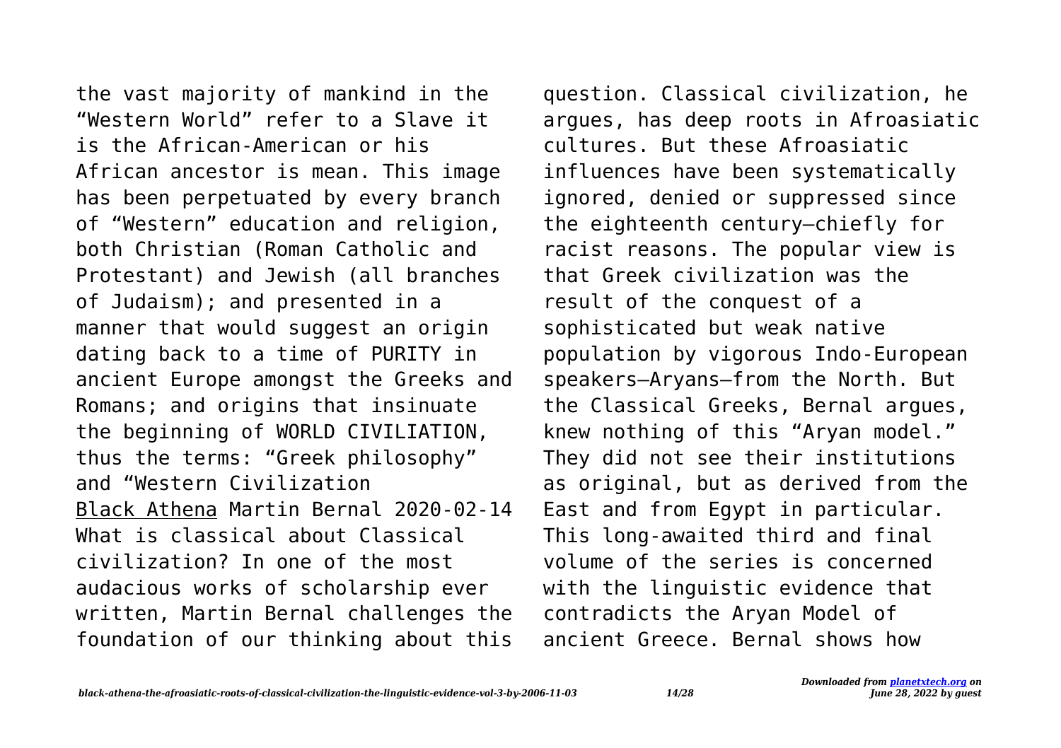the vast majority of mankind in the "Western World" refer to a Slave it is the African-American or his African ancestor is mean. This image has been perpetuated by every branch of "Western" education and religion, both Christian (Roman Catholic and Protestant) and Jewish (all branches of Judaism); and presented in a manner that would suggest an origin dating back to a time of PURITY in ancient Europe amongst the Greeks and Romans; and origins that insinuate the beginning of WORLD CIVILIATION, thus the terms: "Greek philosophy" and "Western Civilization

Black Athena Martin Bernal 2020-02-14 What is classical about Classical civilization? In one of the most audacious works of scholarship ever written, Martin Bernal challenges the foundation of our thinking about this question. Classical civilization, he argues, has deep roots in Afroasiatic cultures. But these Afroasiatic influences have been systematically ignored, denied or suppressed since the eighteenth century—chiefly for racist reasons. The popular view is that Greek civilization was the result of the conquest of a sophisticated but weak native population by vigorous Indo-European speakers—Aryans—from the North. But the Classical Greeks, Bernal argues, knew nothing of this "Aryan model." They did not see their institutions as original, but as derived from the East and from Egypt in particular. This long-awaited third and final volume of the series is concerned with the linguistic evidence that contradicts the Aryan Model of ancient Greece. Bernal shows how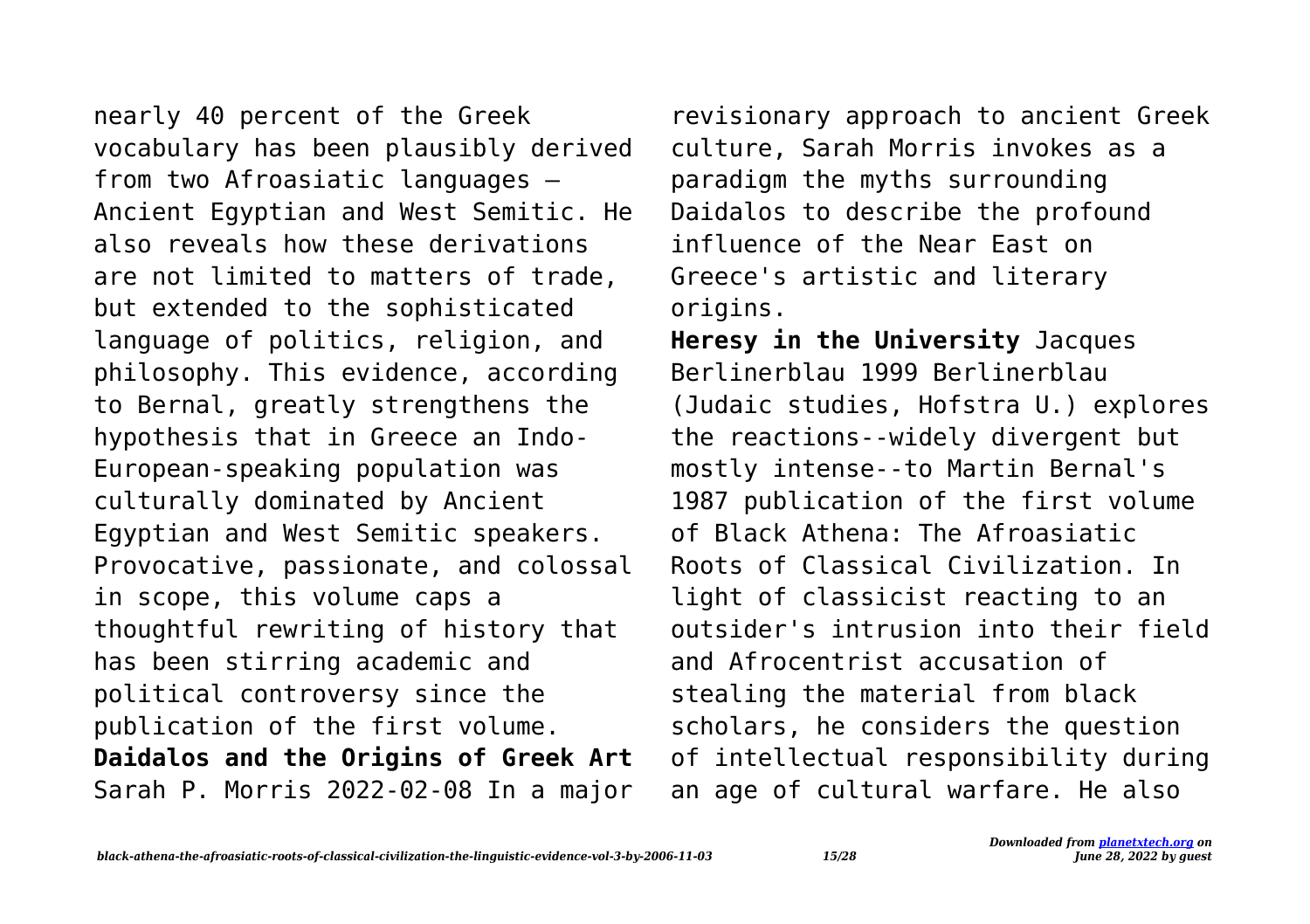nearly 40 percent of the Greek vocabulary has been plausibly derived from two Afroasiatic languages — Ancient Egyptian and West Semitic. He also reveals how these derivations are not limited to matters of trade, but extended to the sophisticated language of politics, religion, and philosophy. This evidence, according to Bernal, greatly strengthens the hypothesis that in Greece an Indo-European-speaking population was culturally dominated by Ancient Egyptian and West Semitic speakers. Provocative, passionate, and colossal in scope, this volume caps a thoughtful rewriting of history that has been stirring academic and political controversy since the publication of the first volume.

**Daidalos and the Origins of Greek Art** Sarah P. Morris 2022-02-08 In a major revisionary approach to ancient Greek culture, Sarah Morris invokes as a paradigm the myths surrounding Daidalos to describe the profound influence of the Near East on Greece's artistic and literary origins.

**Heresy in the University** Jacques Berlinerblau 1999 Berlinerblau (Judaic studies, Hofstra U.) explores the reactions--widely divergent but mostly intense--to Martin Bernal's 1987 publication of the first volume of Black Athena: The Afroasiatic Roots of Classical Civilization. In light of classicist reacting to an outsider's intrusion into their field and Afrocentrist accusation of stealing the material from black scholars, he considers the question of intellectual responsibility during an age of cultural warfare. He also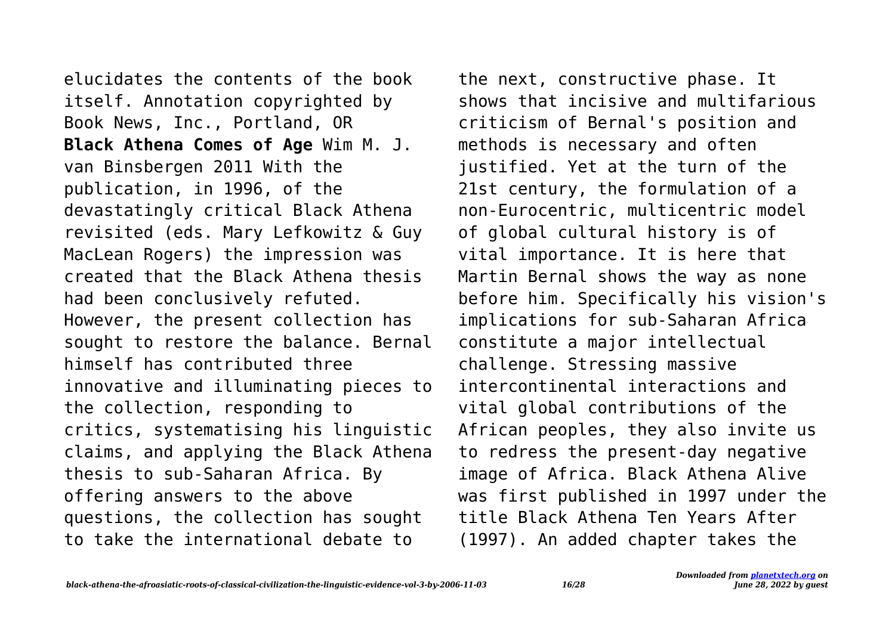elucidates the contents of the book itself. Annotation copyrighted by Book News, Inc., Portland, OR

**Black Athena Comes of Age** Wim M. J. van Binsbergen 2011 With the publication, in 1996, of the devastatingly critical Black Athena revisited (eds. Mary Lefkowitz & Guy MacLean Rogers) the impression was created that the Black Athena thesis had been conclusively refuted. However, the present collection has sought to restore the balance. Bernal himself has contributed three innovative and illuminating pieces to the collection, responding to critics, systematising his linguistic claims, and applying the Black Athena thesis to sub-Saharan Africa. By offering answers to the above questions, the collection has sought to take the international debate to the next, constructive phase. It shows that incisive and multifarious criticism of Bernal's position and methods is necessary and often justified. Yet at the turn of the 21st century, the formulation of a non-Eurocentric, multicentric model of global cultural history is of vital importance. It is here that Martin Bernal shows the way as none before him. Specifically his vision's implications for sub-Saharan Africa constitute a major intellectual challenge. Stressing massive intercontinental interactions and vital global contributions of the African peoples, they also invite us to redress the present-day negative image of Africa. Black Athena Alive was first published in 1997 under the title Black Athena Ten Years After (1997). An added chapter takes the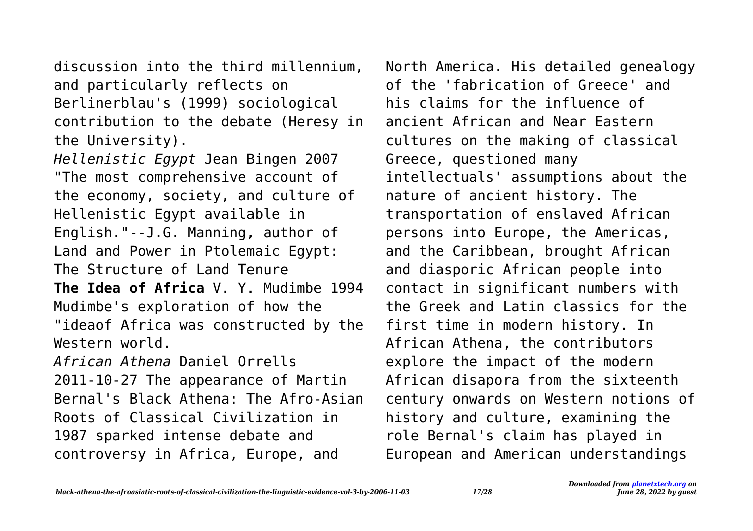discussion into the third millennium, and particularly reflects on Berlinerblau's (1999) sociological contribution to the debate (Heresy in the University).

*Hellenistic Egypt* Jean Bingen 2007 "The most comprehensive account of the economy, society, and culture of Hellenistic Egypt available in English."--J.G. Manning, author of Land and Power in Ptolemaic Egypt: The Structure of Land Tenure

**The Idea of Africa** V. Y. Mudimbe 1994 Mudimbe's exploration of how the "ideaof Africa was constructed by the Western world.

*African Athena* Daniel Orrells 2011-10-27 The appearance of Martin Bernal's Black Athena: The Afro-Asian Roots of Classical Civilization in 1987 sparked intense debate and controversy in Africa, Europe, and North America. His detailed genealogy of the 'fabrication of Greece' and his claims for the influence of ancient African and Near Eastern cultures on the making of classical Greece, questioned many intellectuals' assumptions about the nature of ancient history. The transportation of enslaved African persons into Europe, the Americas, and the Caribbean, brought African and diasporic African people into contact in significant numbers with the Greek and Latin classics for the first time in modern history. In African Athena, the contributors explore the impact of the modern African disapora from the sixteenth century onwards on Western notions of history and culture, examining the role Bernal's claim has played in European and American understandings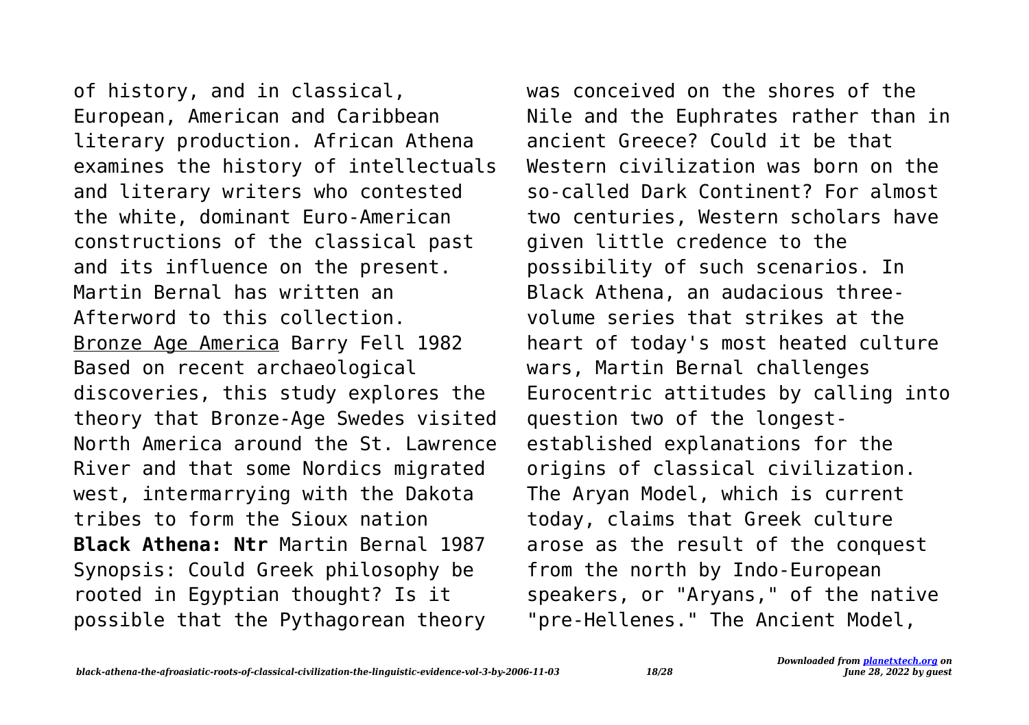of history, and in classical, European, American and Caribbean literary production. African Athena examines the history of intellectuals and literary writers who contested the white, dominant Euro-American constructions of the classical past and its influence on the present. Martin Bernal has written an Afterword to this collection.

Bronze Age America Barry Fell 1982 Based on recent archaeological discoveries, this study explores the theory that Bronze-Age Swedes visited North America around the St. Lawrence River and that some Nordics migrated west, intermarrying with the Dakota tribes to form the Sioux nation

**Black Athena: Ntr** Martin Bernal 1987 Synopsis: Could Greek philosophy be rooted in Egyptian thought? Is it possible that the Pythagorean theory was conceived on the shores of the Nile and the Euphrates rather than in ancient Greece? Could it be that Western civilization was born on the so-called Dark Continent? For almost two centuries, Western scholars have given little credence to the possibility of such scenarios. In Black Athena, an audacious three-volume series that strikes at the heart of today's most heated culture wars, Martin Bernal challenges Eurocentric attitudes by calling into question two of the longest-established explanations for the origins of classical civilization. The Aryan Model, which is current today, claims that Greek culture arose as the result of the conquest from the north by Indo-European speakers, or "Aryans," of the native "pre-Hellenes." The Ancient Model,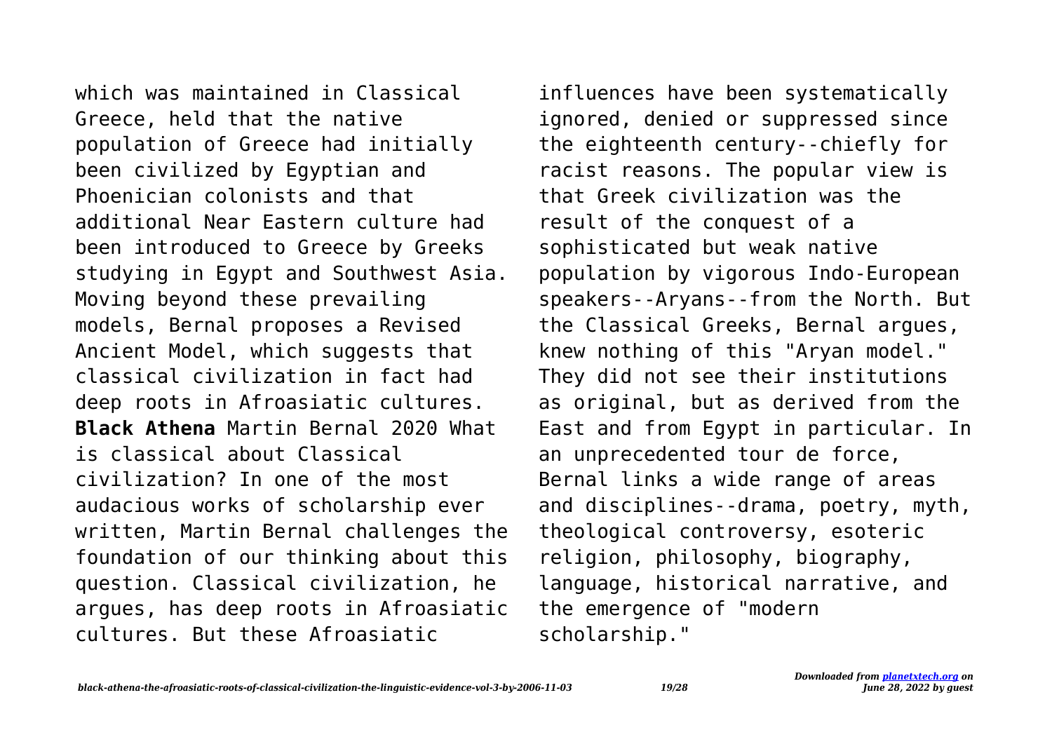which was maintained in Classical Greece, held that the native population of Greece had initially been civilized by Egyptian and Phoenician colonists and that additional Near Eastern culture had been introduced to Greece by Greeks studying in Egypt and Southwest Asia. Moving beyond these prevailing models, Bernal proposes a Revised Ancient Model, which suggests that classical civilization in fact had deep roots in Afroasiatic cultures.

**Black Athena** Martin Bernal 2020 What is classical about Classical civilization? In one of the most audacious works of scholarship ever written, Martin Bernal challenges the foundation of our thinking about this question. Classical civilization, he argues, has deep roots in Afroasiatic cultures. But these Afroasiatic influences have been systematically ignored, denied or suppressed since the eighteenth century--chiefly for racist reasons. The popular view is that Greek civilization was the result of the conquest of a sophisticated but weak native population by vigorous Indo-European speakers--Aryans--from the North. But the Classical Greeks, Bernal argues, knew nothing of this "Aryan model." They did not see their institutions as original, but as derived from the East and from Egypt in particular. In an unprecedented tour de force, Bernal links a wide range of areas and disciplines--drama, poetry, myth, theological controversy, esoteric religion, philosophy, biography, language, historical narrative, and the emergence of "modern scholarship."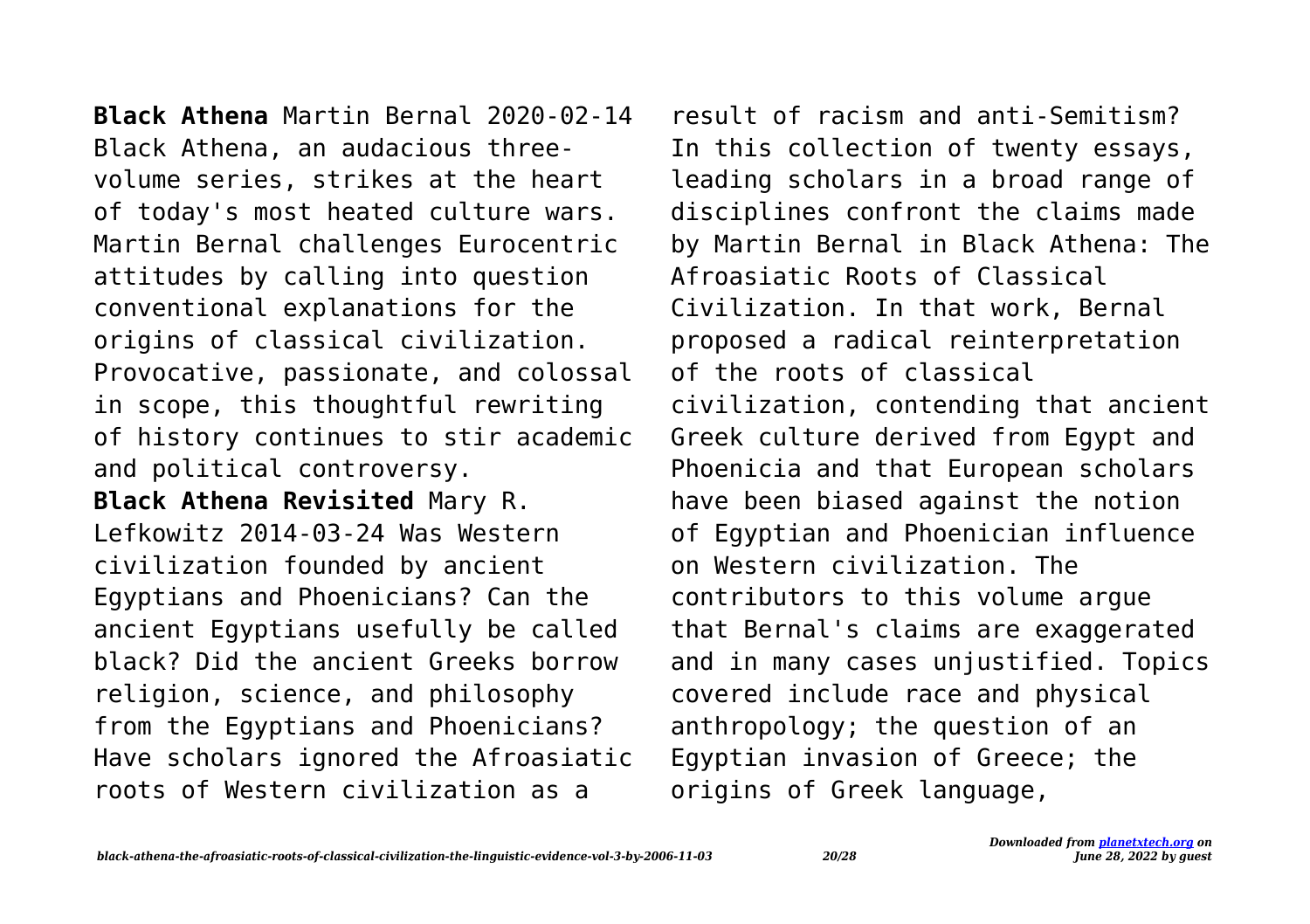**Black Athena** Martin Bernal 2020-02-14 Black Athena, an audacious three-volume series, strikes at the heart of today's most heated culture wars. Martin Bernal challenges Eurocentric attitudes by calling into question conventional explanations for the origins of classical civilization. Provocative, passionate, and colossal in scope, this thoughtful rewriting of history continues to stir academic and political controversy.

**Black Athena Revisited** Mary R. Lefkowitz 2014-03-24 Was Western civilization founded by ancient Egyptians and Phoenicians? Can the ancient Egyptians usefully be called black? Did the ancient Greeks borrow religion, science, and philosophy from the Egyptians and Phoenicians? Have scholars ignored the Afroasiatic roots of Western civilization as a result of racism and anti-Semitism? In this collection of twenty essays, leading scholars in a broad range of disciplines confront the claims made by Martin Bernal in Black Athena: The Afroasiatic Roots of Classical Civilization. In that work, Bernal proposed a radical reinterpretation of the roots of classical civilization, contending that ancient Greek culture derived from Egypt and Phoenicia and that European scholars have been biased against the notion of Egyptian and Phoenician influence on Western civilization. The contributors to this volume argue that Bernal's claims are exaggerated and in many cases unjustified. Topics covered include race and physical anthropology; the question of an Egyptian invasion of Greece; the origins of Greek language,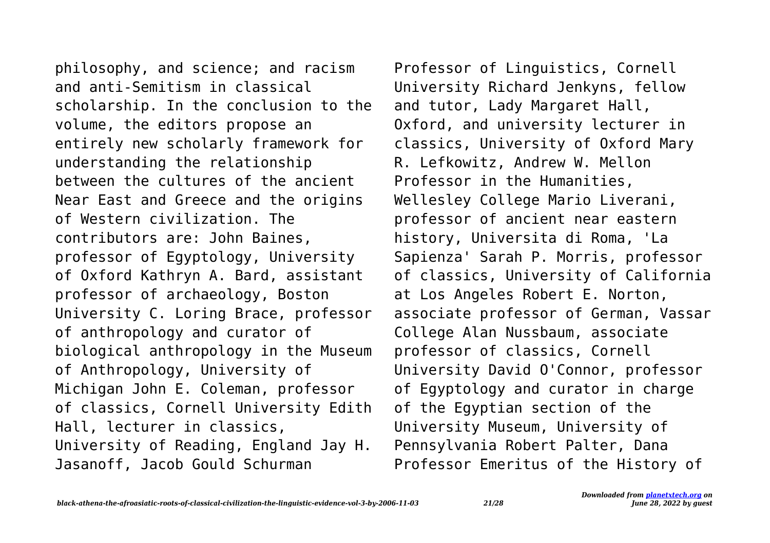philosophy, and science; and racism and anti-Semitism in classical scholarship. In the conclusion to the volume, the editors propose an entirely new scholarly framework for understanding the relationship between the cultures of the ancient Near East and Greece and the origins of Western civilization. The contributors are: John Baines, professor of Egyptology, University of Oxford Kathryn A. Bard, assistant professor of archaeology, Boston University C. Loring Brace, professor of anthropology and curator of biological anthropology in the Museum of Anthropology, University of Michigan John E. Coleman, professor of classics, Cornell University Edith Hall, lecturer in classics, University of Reading, England Jay H. Jasanoff, Jacob Gould Schurman Professor of Linguistics, Cornell University Richard Jenkyns, fellow and tutor, Lady Margaret Hall, Oxford, and university lecturer in classics, University of Oxford Mary R. Lefkowitz, Andrew W. Mellon Professor in the Humanities, Wellesley College Mario Liverani, professor of ancient near eastern history, Universita di Roma, 'La Sapienza' Sarah P. Morris, professor of classics, University of California at Los Angeles Robert E. Norton, associate professor of German, Vassar College Alan Nussbaum, associate professor of classics, Cornell University David O'Connor, professor of Egyptology and curator in charge of the Egyptian section of the University Museum, University of Pennsylvania Robert Palter, Dana Professor Emeritus of the History of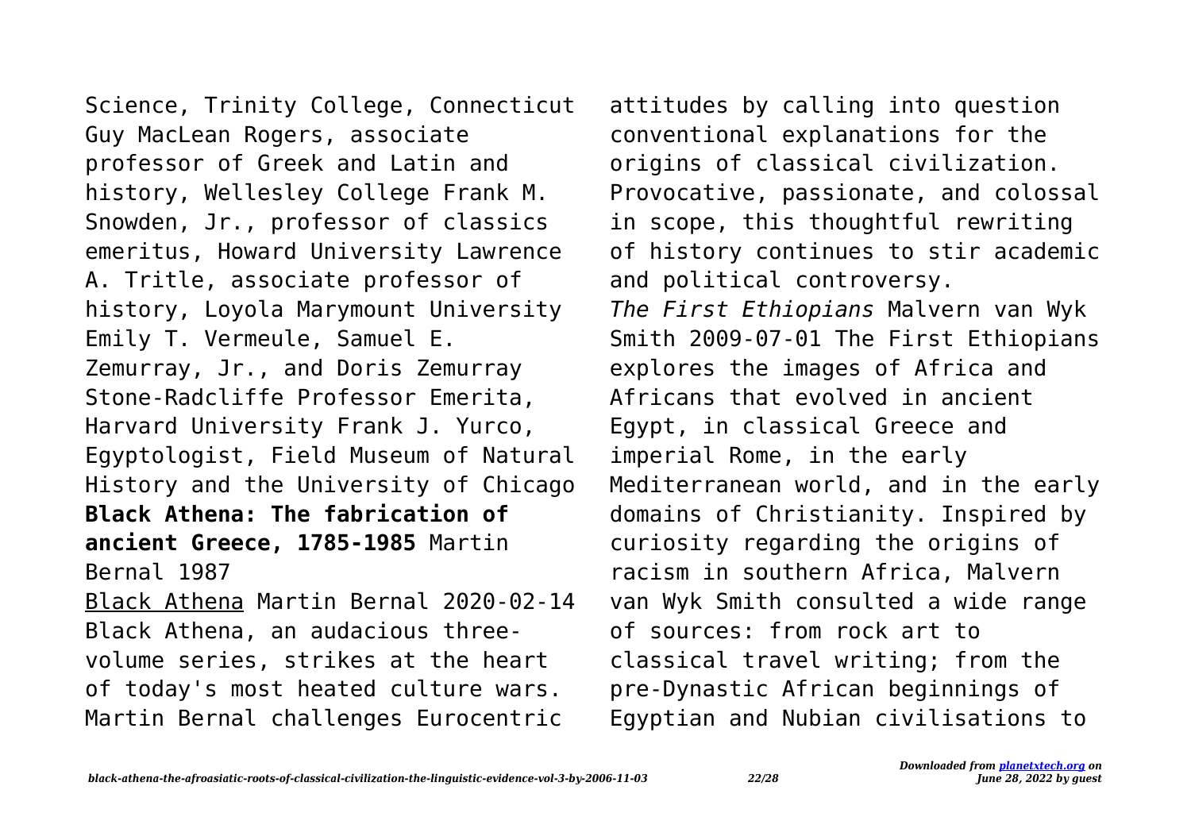Science, Trinity College, Connecticut Guy MacLean Rogers, associate professor of Greek and Latin and history, Wellesley College Frank M. Snowden, Jr., professor of classics emeritus, Howard University Lawrence A. Tritle, associate professor of history, Loyola Marymount University Emily T. Vermeule, Samuel E. Zemurray, Jr., and Doris Zemurray Stone-Radcliffe Professor Emerita, Harvard University Frank J. Yurco, Egyptologist, Field Museum of Natural History and the University of Chicago

**Black Athena: The fabrication of ancient Greece, 1785-1985** Martin Bernal 1987

Black Athena Martin Bernal 2020-02-14 Black Athena, an audacious three-volume series, strikes at the heart of today's most heated culture wars. Martin Bernal challenges Eurocentric attitudes by calling into question conventional explanations for the origins of classical civilization. Provocative, passionate, and colossal in scope, this thoughtful rewriting of history continues to stir academic and political controversy.

*The First Ethiopians* Malvern van Wyk Smith 2009-07-01 The First Ethiopians explores the images of Africa and Africans that evolved in ancient Egypt, in classical Greece and imperial Rome, in the early Mediterranean world, and in the early domains of Christianity. Inspired by curiosity regarding the origins of racism in southern Africa, Malvern van Wyk Smith consulted a wide range of sources: from rock art to classical travel writing; from the pre-Dynastic African beginnings of Egyptian and Nubian civilisations to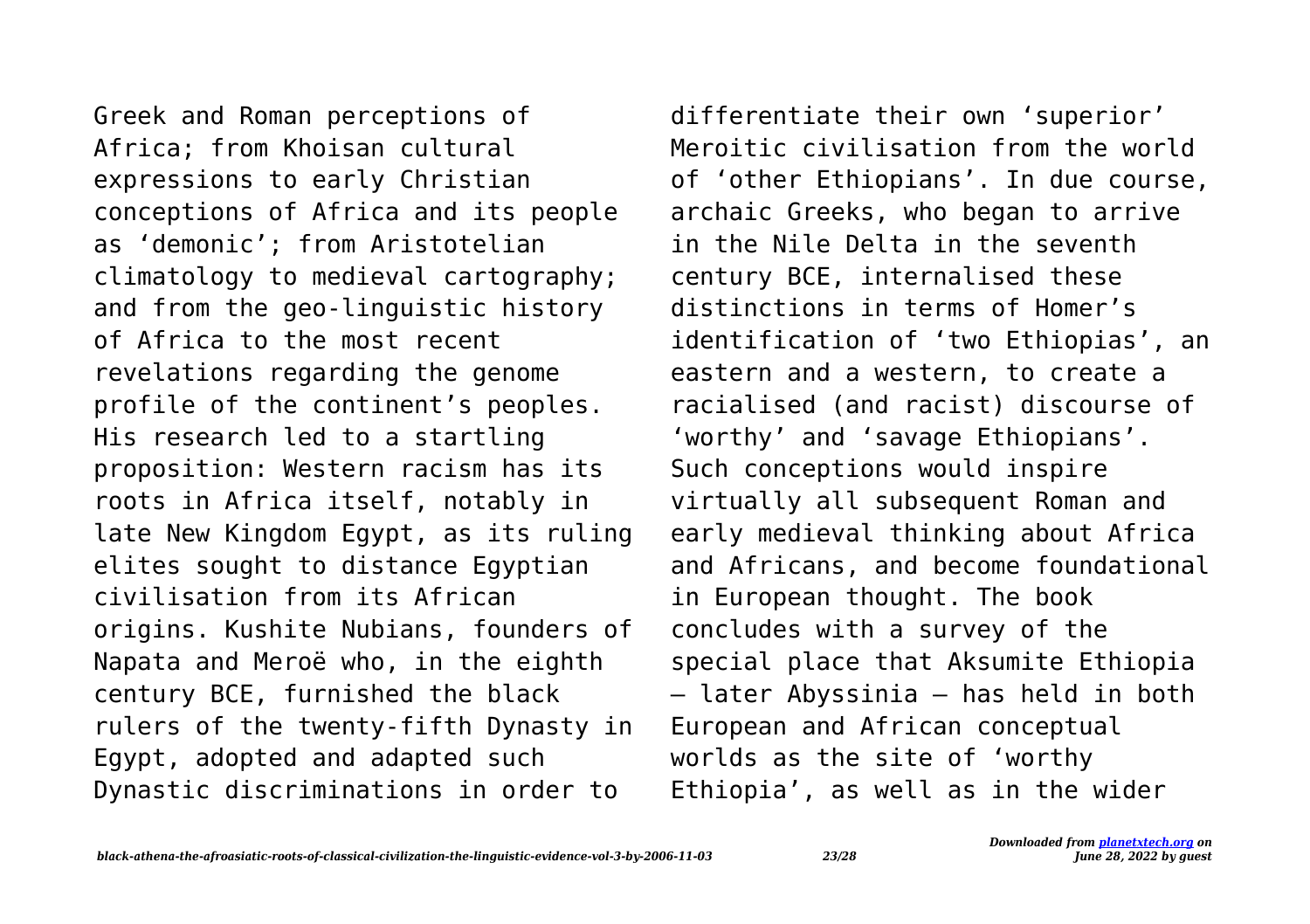Greek and Roman perceptions of Africa; from Khoisan cultural expressions to early Christian conceptions of Africa and its people as 'demonic'; from Aristotelian climatology to medieval cartography; and from the geo-linguistic history of Africa to the most recent revelations regarding the genome profile of the continent's peoples. His research led to a startling proposition: Western racism has its roots in Africa itself, notably in late New Kingdom Egypt, as its ruling elites sought to distance Egyptian civilisation from its African origins. Kushite Nubians, founders of Napata and Meroë who, in the eighth century BCE, furnished the black rulers of the twenty-fifth Dynasty in Egypt, adopted and adapted such Dynastic discriminations in order to differentiate their own 'superior' Meroitic civilisation from the world of 'other Ethiopians'. In due course, archaic Greeks, who began to arrive in the Nile Delta in the seventh century BCE, internalised these distinctions in terms of Homer's identification of 'two Ethiopias', an eastern and a western, to create a racialised (and racist) discourse of 'worthy' and 'savage Ethiopians'. Such conceptions would inspire virtually all subsequent Roman and early medieval thinking about Africa and Africans, and become foundational in European thought. The book concludes with a survey of the special place that Aksumite Ethiopia – later Abyssinia – has held in both European and African conceptual worlds as the site of 'worthy Ethiopia', as well as in the wider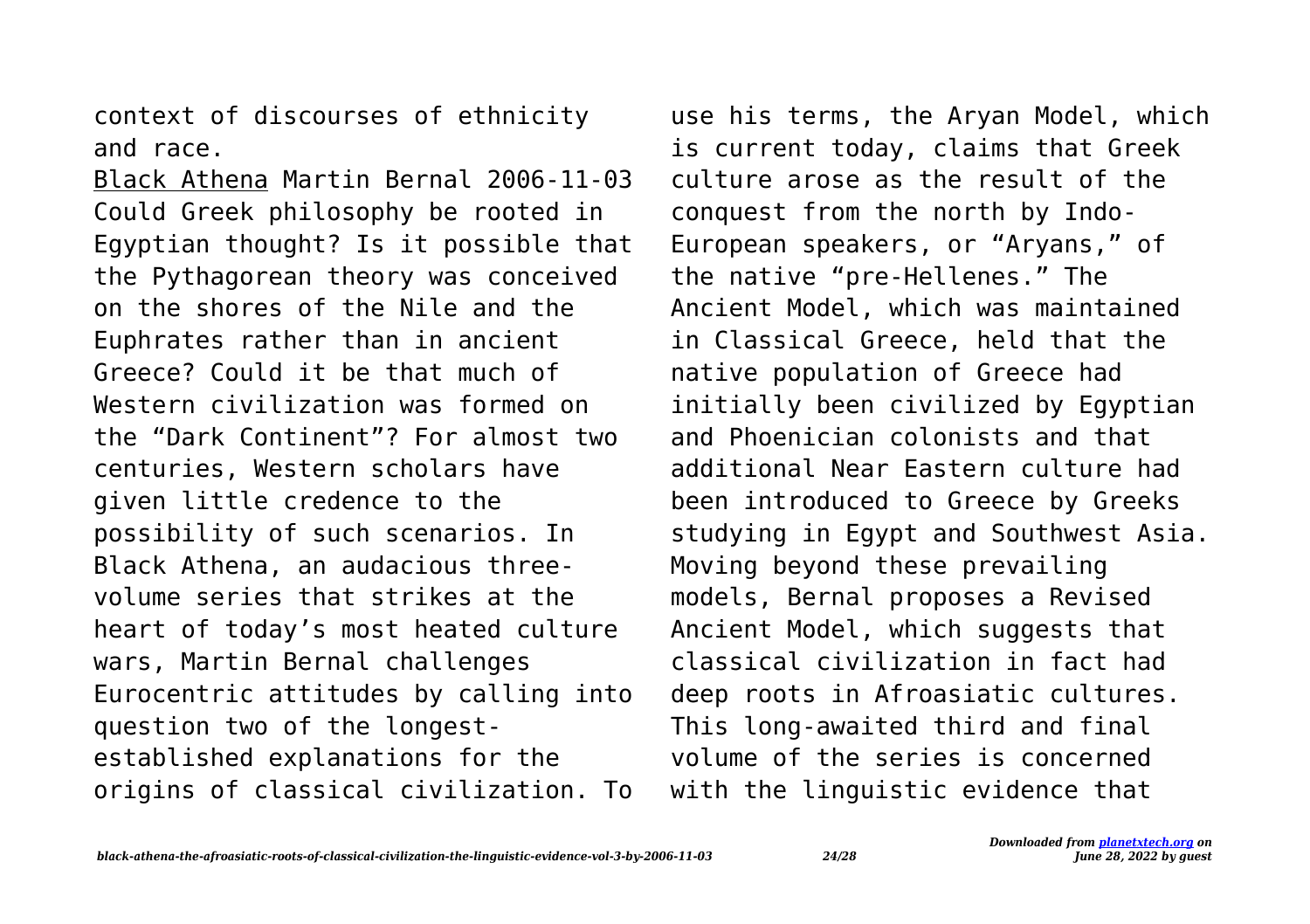context of discourses of ethnicity and race.

Black Athena Martin Bernal 2006-11-03 Could Greek philosophy be rooted in Egyptian thought? Is it possible that the Pythagorean theory was conceived on the shores of the Nile and the Euphrates rather than in ancient Greece? Could it be that much of Western civilization was formed on the "Dark Continent"? For almost two centuries, Western scholars have given little credence to the possibility of such scenarios. In Black Athena, an audacious three-volume series that strikes at the heart of today's most heated culture wars, Martin Bernal challenges Eurocentric attitudes by calling into question two of the longest-established explanations for the origins of classical civilization. To use his terms, the Aryan Model, which is current today, claims that Greek culture arose as the result of the conquest from the north by Indo-European speakers, or "Aryans," of the native "pre-Hellenes." The Ancient Model, which was maintained in Classical Greece, held that the native population of Greece had initially been civilized by Egyptian and Phoenician colonists and that additional Near Eastern culture had been introduced to Greece by Greeks studying in Egypt and Southwest Asia. Moving beyond these prevailing models, Bernal proposes a Revised Ancient Model, which suggests that classical civilization in fact had deep roots in Afroasiatic cultures. This long-awaited third and final volume of the series is concerned with the linguistic evidence that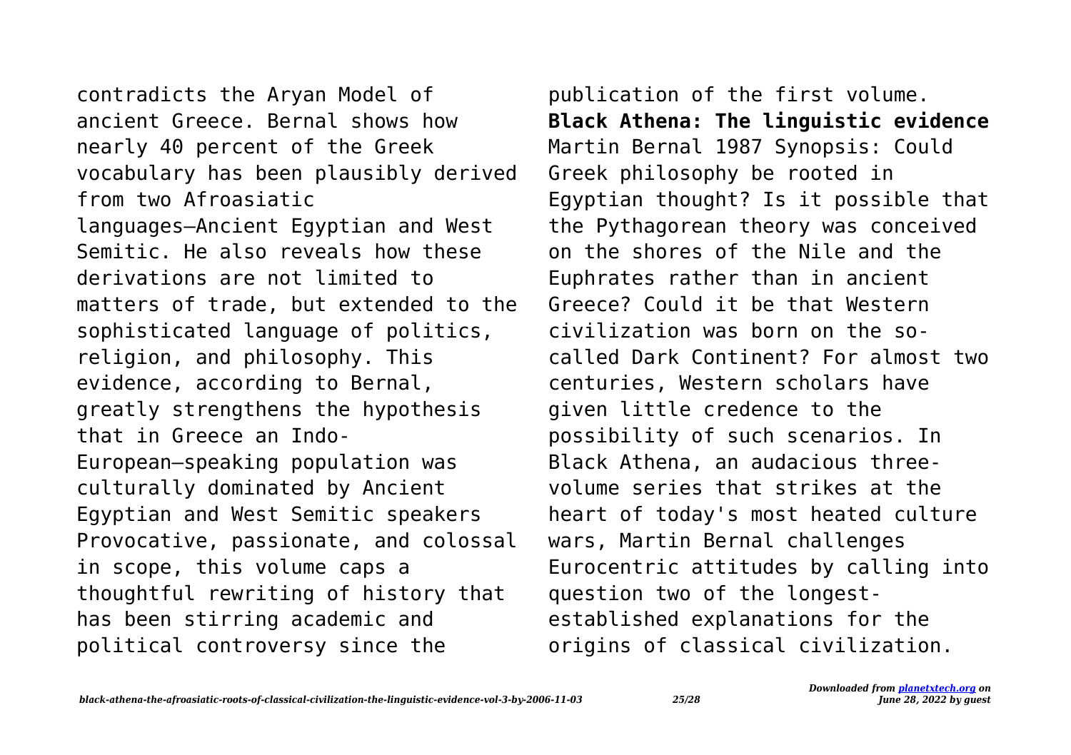contradicts the Aryan Model of ancient Greece. Bernal shows how nearly 40 percent of the Greek vocabulary has been plausibly derived from two Afroasiatic languages—Ancient Egyptian and West Semitic. He also reveals how these derivations are not limited to matters of trade, but extended to the sophisticated language of politics, religion, and philosophy. This evidence, according to Bernal, greatly strengthens the hypothesis that in Greece an Indo-European—speaking population was culturally dominated by Ancient Egyptian and West Semitic speakers Provocative, passionate, and colossal in scope, this volume caps a thoughtful rewriting of history that has been stirring academic and political controversy since the publication of the first volume.

**Black Athena: The linguistic evidence** Martin Bernal 1987 Synopsis: Could Greek philosophy be rooted in Egyptian thought? Is it possible that the Pythagorean theory was conceived on the shores of the Nile and the Euphrates rather than in ancient Greece? Could it be that Western civilization was born on the so-called Dark Continent? For almost two centuries, Western scholars have given little credence to the possibility of such scenarios. In Black Athena, an audacious three-volume series that strikes at the heart of today's most heated culture wars, Martin Bernal challenges Eurocentric attitudes by calling into question two of the longest-established explanations for the origins of classical civilization.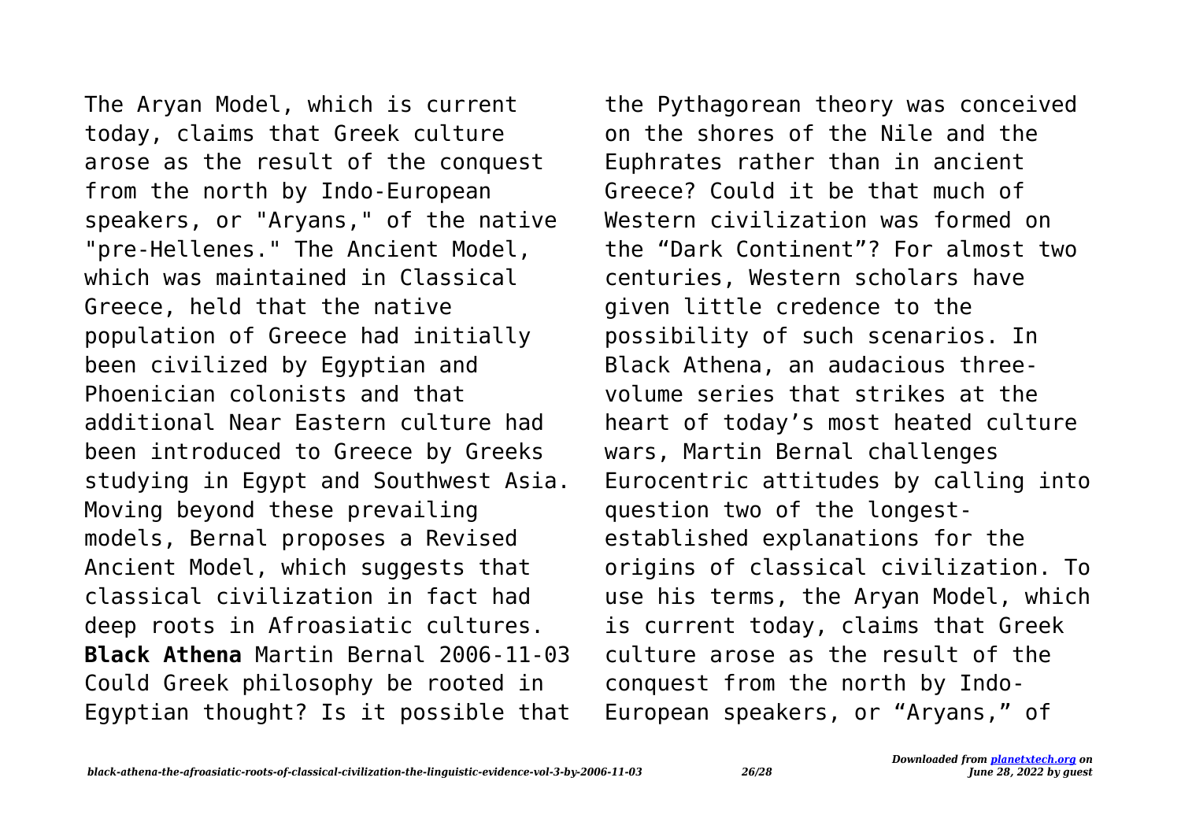The Aryan Model, which is current today, claims that Greek culture arose as the result of the conquest from the north by Indo-European speakers, or "Aryans," of the native "pre-Hellenes." The Ancient Model, which was maintained in Classical Greece, held that the native population of Greece had initially been civilized by Egyptian and Phoenician colonists and that additional Near Eastern culture had been introduced to Greece by Greeks studying in Egypt and Southwest Asia. Moving beyond these prevailing models, Bernal proposes a Revised Ancient Model, which suggests that classical civilization in fact had deep roots in Afroasiatic cultures.

**Black Athena** Martin Bernal 2006-11-03 Could Greek philosophy be rooted in Egyptian thought? Is it possible that the Pythagorean theory was conceived on the shores of the Nile and the Euphrates rather than in ancient Greece? Could it be that much of Western civilization was formed on the "Dark Continent"? For almost two centuries, Western scholars have given little credence to the possibility of such scenarios. In Black Athena, an audacious three-volume series that strikes at the heart of today's most heated culture wars, Martin Bernal challenges Eurocentric attitudes by calling into question two of the longest-established explanations for the origins of classical civilization. To use his terms, the Aryan Model, which is current today, claims that Greek culture arose as the result of the conquest from the north by Indo-European speakers, or "Aryans," of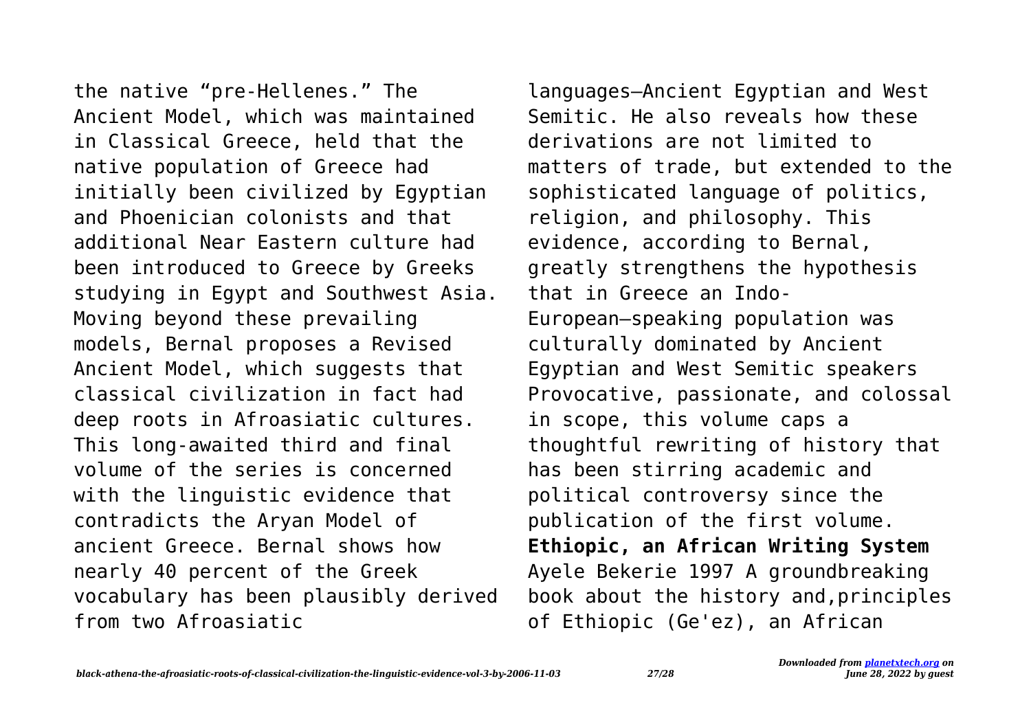the native "pre-Hellenes." The Ancient Model, which was maintained in Classical Greece, held that the native population of Greece had initially been civilized by Egyptian and Phoenician colonists and that additional Near Eastern culture had been introduced to Greece by Greeks studying in Egypt and Southwest Asia. Moving beyond these prevailing models, Bernal proposes a Revised Ancient Model, which suggests that classical civilization in fact had deep roots in Afroasiatic cultures. This long-awaited third and final volume of the series is concerned with the linguistic evidence that contradicts the Aryan Model of ancient Greece. Bernal shows how nearly 40 percent of the Greek vocabulary has been plausibly derived from two Afroasiatic languages—Ancient Egyptian and West Semitic. He also reveals how these derivations are not limited to matters of trade, but extended to the sophisticated language of politics, religion, and philosophy. This evidence, according to Bernal, greatly strengthens the hypothesis that in Greece an Indo-European–speaking population was culturally dominated by Ancient Egyptian and West Semitic speakers Provocative, passionate, and colossal in scope, this volume caps a thoughtful rewriting of history that has been stirring academic and political controversy since the publication of the first volume.

**Ethiopic, an African Writing System** Ayele Bekerie 1997 A groundbreaking book about the history and,principles of Ethiopic (Ge'ez), an African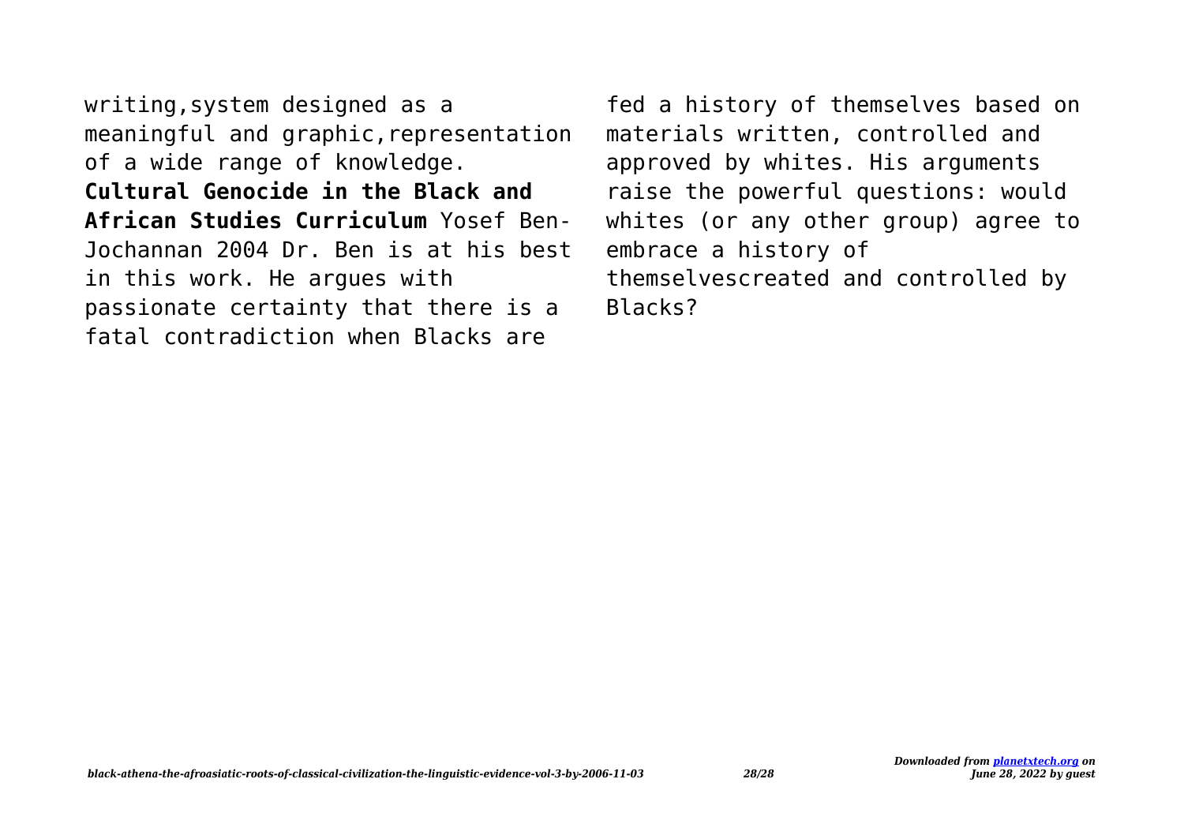writing,system designed as a meaningful and graphic,representation of a wide range of knowledge.

**Cultural Genocide in the Black and African Studies Curriculum** Yosef Ben-Jochannan 2004 Dr. Ben is at his best in this work. He argues with passionate certainty that there is a fatal contradiction when Blacks are fed a history of themselves based on materials written, controlled and approved by whites. His arguments raise the powerful questions: would whites (or any other group) agree to embrace a history of themselvescreated and controlled by Blacks?